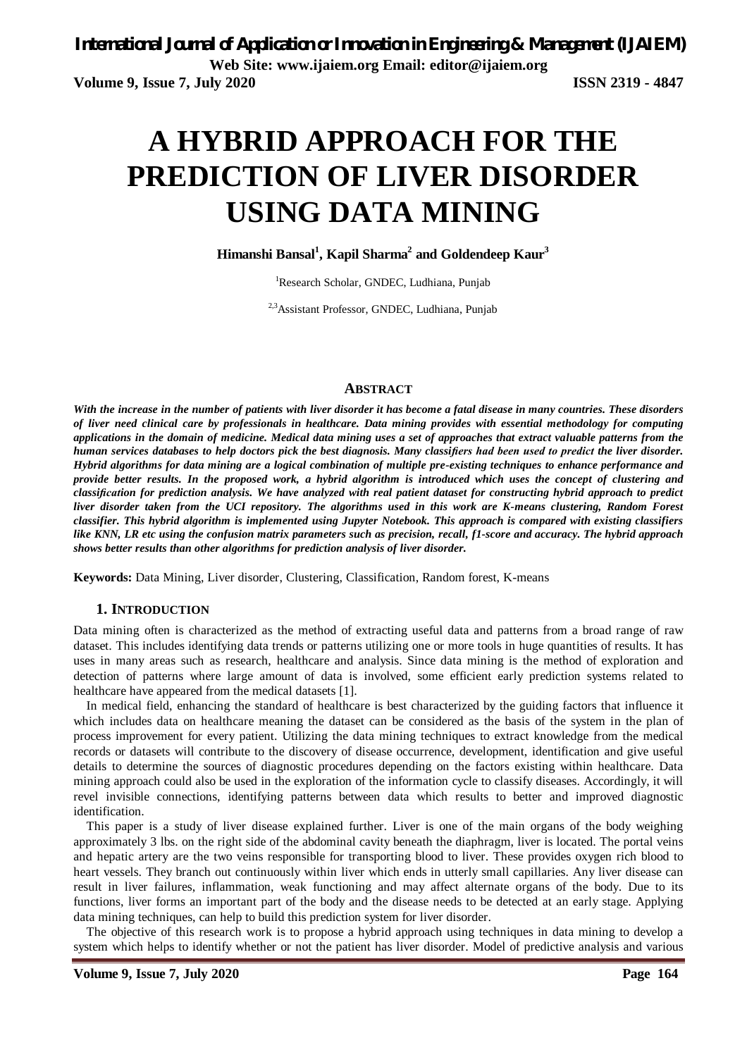# A HYBRID APPROACH FOR THE PREDICTION OF LIVER DISORDER USING DATA MINING

**Himanshi Bansal[1], Kapil Sharma[2] and Goldendeep Kaur[3]**

[1]Research Scholar, GNDEC, Ludhiana, Punjab

[2,3]Assistant Professor, GNDEC, Ludhiana, Punjab

## ABSTRACT

***With the increase in the number of patients with liver disorder it has become a fatal disease in many countries. These disorders of liver need clinical care by professionals in healthcare. Data mining provides with essential methodology for computing applications in the domain of medicine. Medical data mining uses a set of approaches that extract valuable patterns from the human services databases to help doctors pick the best diagnosis. Many classifiers had been used to predict the liver disorder. Hybrid algorithms for data mining are a logical combination of multiple pre-existing techniques to enhance performance and provide better results. In the proposed work, a hybrid algorithm is introduced which uses the concept of clustering and classification for prediction analysis. We have analyzed with real patient dataset for constructing hybrid approach to predict liver disorder taken from the UCI repository. The algorithms used in this work are K-means clustering, Random Forest classifier. This hybrid algorithm is implemented using Jupyter Notebook. This approach is compared with existing classifiers like KNN, LR etc using the confusion matrix parameters such as precision, recall, f1-score and accuracy. The hybrid approach shows better results than other algorithms for prediction analysis of liver disorder.***

**Keywords:** Data Mining, Liver disorder, Clustering, Classification, Random forest, K-means

## 1. INTRODUCTION

Data mining often is characterized as the method of extracting useful data and patterns from a broad range of raw dataset. This includes identifying data trends or patterns utilizing one or more tools in huge quantities of results. It has uses in many areas such as research, healthcare and analysis. Since data mining is the method of exploration and detection of patterns where large amount of data is involved, some efficient early prediction systems related to healthcare have appeared from the medical datasets [1].

In medical field, enhancing the standard of healthcare is best characterized by the guiding factors that influence it which includes data on healthcare meaning the dataset can be considered as the basis of the system in the plan of process improvement for every patient. Utilizing the data mining techniques to extract knowledge from the medical records or datasets will contribute to the discovery of disease occurrence, development, identification and give useful details to determine the sources of diagnostic procedures depending on the factors existing within healthcare. Data mining approach could also be used in the exploration of the information cycle to classify diseases. Accordingly, it will revel invisible connections, identifying patterns between data which results to better and improved diagnostic identification.

This paper is a study of liver disease explained further. Liver is one of the main organs of the body weighing approximately 3 lbs. on the right side of the abdominal cavity beneath the diaphragm, liver is located. The portal veins and hepatic artery are the two veins responsible for transporting blood to liver. These provides oxygen rich blood to heart vessels. They branch out continuously within liver which ends in utterly small capillaries. Any liver disease can result in liver failures, inflammation, weak functioning and may affect alternate organs of the body. Due to its functions, liver forms an important part of the body and the disease needs to be detected at an early stage. Applying data mining techniques, can help to build this prediction system for liver disorder.

The objective of this research work is to propose a hybrid approach using techniques in data mining to develop a system which helps to identify whether or not the patient has liver disorder. Model of predictive analysis and various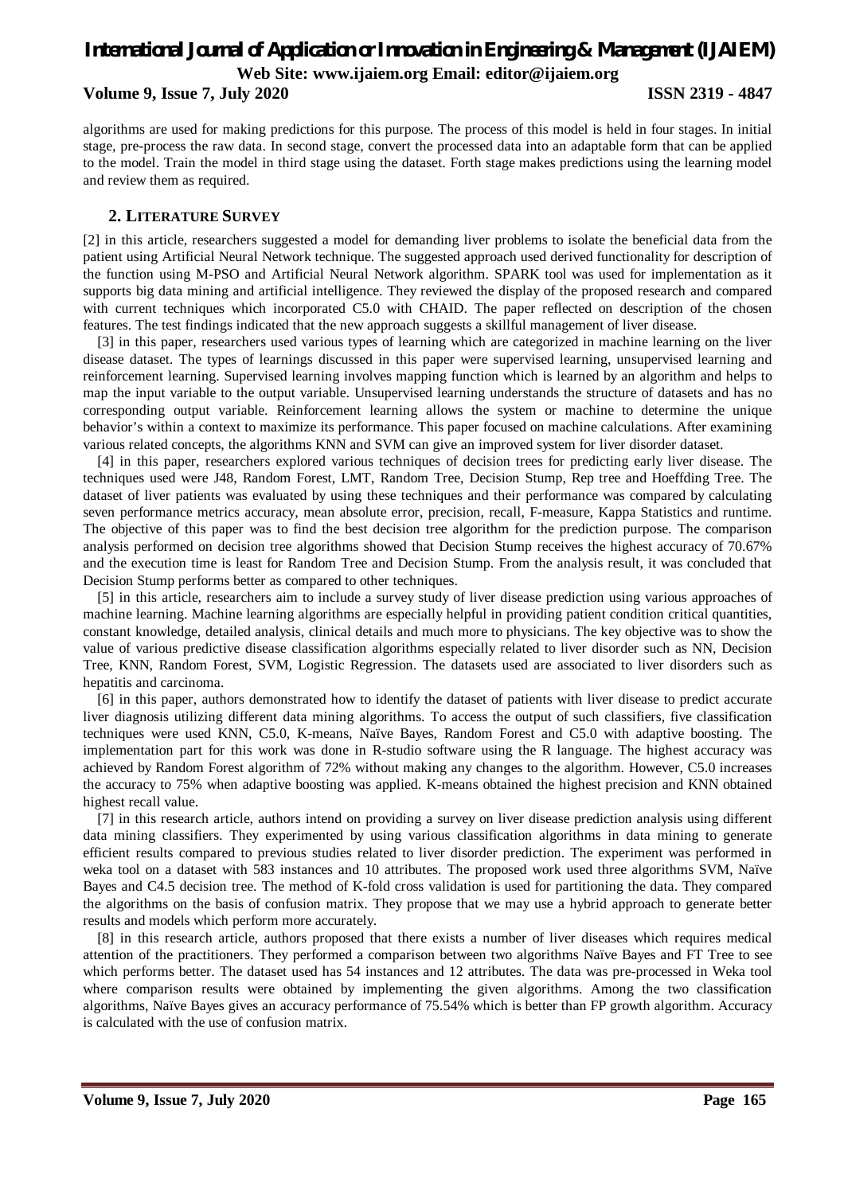algorithms are used for making predictions for this purpose. The process of this model is held in four stages. In initial stage, pre-process the raw data. In second stage, convert the processed data into an adaptable form that can be applied to the model. Train the model in third stage using the dataset. Forth stage makes predictions using the learning model and review them as required.

## 2. LITERATURE SURVEY

[2] in this article, researchers suggested a model for demanding liver problems to isolate the beneficial data from the patient using Artificial Neural Network technique. The suggested approach used derived functionality for description of the function using M-PSO and Artificial Neural Network algorithm. SPARK tool was used for implementation as it supports big data mining and artificial intelligence. They reviewed the display of the proposed research and compared with current techniques which incorporated C5.0 with CHAID. The paper reflected on description of the chosen features. The test findings indicated that the new approach suggests a skillful management of liver disease.

[3] in this paper, researchers used various types of learning which are categorized in machine learning on the liver disease dataset. The types of learnings discussed in this paper were supervised learning, unsupervised learning and reinforcement learning. Supervised learning involves mapping function which is learned by an algorithm and helps to map the input variable to the output variable. Unsupervised learning understands the structure of datasets and has no corresponding output variable. Reinforcement learning allows the system or machine to determine the unique behavior's within a context to maximize its performance. This paper focused on machine calculations. After examining various related concepts, the algorithms KNN and SVM can give an improved system for liver disorder dataset.

[4] in this paper, researchers explored various techniques of decision trees for predicting early liver disease. The techniques used were J48, Random Forest, LMT, Random Tree, Decision Stump, Rep tree and Hoeffding Tree. The dataset of liver patients was evaluated by using these techniques and their performance was compared by calculating seven performance metrics accuracy, mean absolute error, precision, recall, F-measure, Kappa Statistics and runtime. The objective of this paper was to find the best decision tree algorithm for the prediction purpose. The comparison analysis performed on decision tree algorithms showed that Decision Stump receives the highest accuracy of 70.67% and the execution time is least for Random Tree and Decision Stump. From the analysis result, it was concluded that Decision Stump performs better as compared to other techniques.

[5] in this article, researchers aim to include a survey study of liver disease prediction using various approaches of machine learning. Machine learning algorithms are especially helpful in providing patient condition critical quantities, constant knowledge, detailed analysis, clinical details and much more to physicians. The key objective was to show the value of various predictive disease classification algorithms especially related to liver disorder such as NN, Decision Tree, KNN, Random Forest, SVM, Logistic Regression. The datasets used are associated to liver disorders such as hepatitis and carcinoma.

[6] in this paper, authors demonstrated how to identify the dataset of patients with liver disease to predict accurate liver diagnosis utilizing different data mining algorithms. To access the output of such classifiers, five classification techniques were used KNN, C5.0, K-means, Naïve Bayes, Random Forest and C5.0 with adaptive boosting. The implementation part for this work was done in R-studio software using the R language. The highest accuracy was achieved by Random Forest algorithm of 72% without making any changes to the algorithm. However, C5.0 increases the accuracy to 75% when adaptive boosting was applied. K-means obtained the highest precision and KNN obtained highest recall value.

[7] in this research article, authors intend on providing a survey on liver disease prediction analysis using different data mining classifiers. They experimented by using various classification algorithms in data mining to generate efficient results compared to previous studies related to liver disorder prediction. The experiment was performed in weka tool on a dataset with 583 instances and 10 attributes. The proposed work used three algorithms SVM, Naïve Bayes and C4.5 decision tree. The method of K-fold cross validation is used for partitioning the data. They compared the algorithms on the basis of confusion matrix. They propose that we may use a hybrid approach to generate better results and models which perform more accurately.

[8] in this research article, authors proposed that there exists a number of liver diseases which requires medical attention of the practitioners. They performed a comparison between two algorithms Naïve Bayes and FT Tree to see which performs better. The dataset used has 54 instances and 12 attributes. The data was pre-processed in Weka tool where comparison results were obtained by implementing the given algorithms. Among the two classification algorithms, Naïve Bayes gives an accuracy performance of 75.54% which is better than FP growth algorithm. Accuracy is calculated with the use of confusion matrix.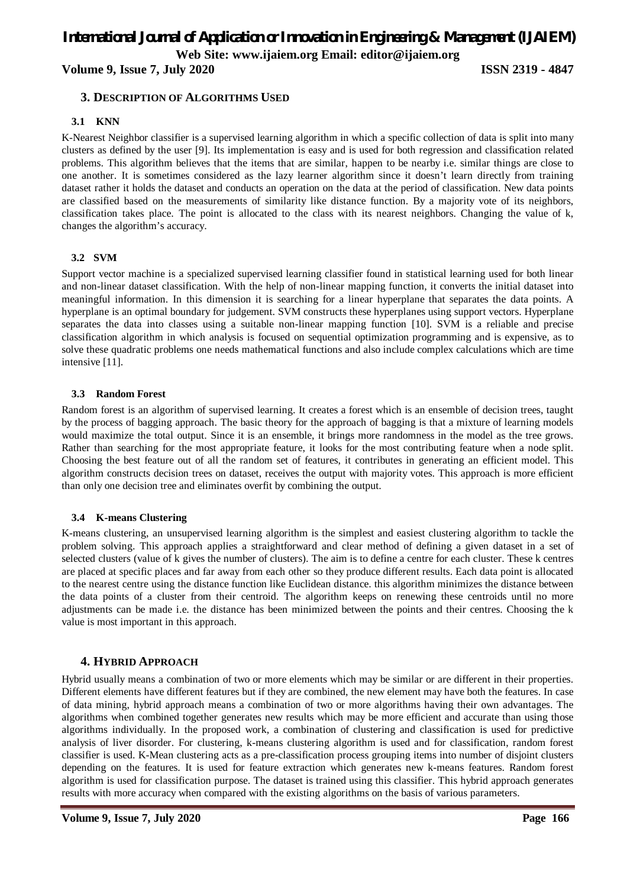## 3. DESCRIPTION OF ALGORITHMS USED

### 3.1 KNN

K-Nearest Neighbor classifier is a supervised learning algorithm in which a specific collection of data is split into many clusters as defined by the user [9]. Its implementation is easy and is used for both regression and classification related problems. This algorithm believes that the items that are similar, happen to be nearby i.e. similar things are close to one another. It is sometimes considered as the lazy learner algorithm since it doesn't learn directly from training dataset rather it holds the dataset and conducts an operation on the data at the period of classification. New data points are classified based on the measurements of similarity like distance function. By a majority vote of its neighbors, classification takes place. The point is allocated to the class with its nearest neighbors. Changing the value of k, changes the algorithm's accuracy.

### 3.2 SVM

Support vector machine is a specialized supervised learning classifier found in statistical learning used for both linear and non-linear dataset classification. With the help of non-linear mapping function, it converts the initial dataset into meaningful information. In this dimension it is searching for a linear hyperplane that separates the data points. A hyperplane is an optimal boundary for judgement. SVM constructs these hyperplanes using support vectors. Hyperplane separates the data into classes using a suitable non-linear mapping function [10]. SVM is a reliable and precise classification algorithm in which analysis is focused on sequential optimization programming and is expensive, as to solve these quadratic problems one needs mathematical functions and also include complex calculations which are time intensive [11].

### 3.3 Random Forest

Random forest is an algorithm of supervised learning. It creates a forest which is an ensemble of decision trees, taught by the process of bagging approach. The basic theory for the approach of bagging is that a mixture of learning models would maximize the total output. Since it is an ensemble, it brings more randomness in the model as the tree grows. Rather than searching for the most appropriate feature, it looks for the most contributing feature when a node split. Choosing the best feature out of all the random set of features, it contributes in generating an efficient model. This algorithm constructs decision trees on dataset, receives the output with majority votes. This approach is more efficient than only one decision tree and eliminates overfit by combining the output.

### 3.4 K-means Clustering

K-means clustering, an unsupervised learning algorithm is the simplest and easiest clustering algorithm to tackle the problem solving. This approach applies a straightforward and clear method of defining a given dataset in a set of selected clusters (value of k gives the number of clusters). The aim is to define a centre for each cluster. These k centres are placed at specific places and far away from each other so they produce different results. Each data point is allocated to the nearest centre using the distance function like Euclidean distance. this algorithm minimizes the distance between the data points of a cluster from their centroid. The algorithm keeps on renewing these centroids until no more adjustments can be made i.e. the distance has been minimized between the points and their centres. Choosing the k value is most important in this approach.

## 4. HYBRID APPROACH

Hybrid usually means a combination of two or more elements which may be similar or are different in their properties. Different elements have different features but if they are combined, the new element may have both the features. In case of data mining, hybrid approach means a combination of two or more algorithms having their own advantages. The algorithms when combined together generates new results which may be more efficient and accurate than using those algorithms individually. In the proposed work, a combination of clustering and classification is used for predictive analysis of liver disorder. For clustering, k-means clustering algorithm is used and for classification, random forest classifier is used. K-Mean clustering acts as a pre-classification process grouping items into number of disjoint clusters depending on the features. It is used for feature extraction which generates new k-means features. Random forest algorithm is used for classification purpose. The dataset is trained using this classifier. This hybrid approach generates results with more accuracy when compared with the existing algorithms on the basis of various parameters.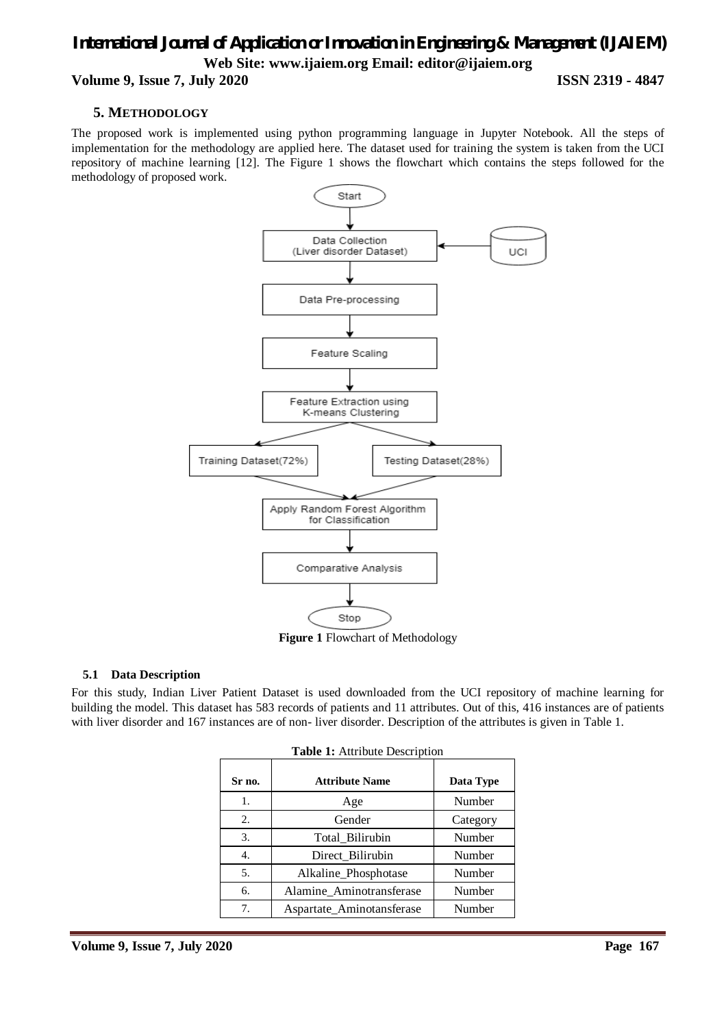## 5. METHODOLOGY

The proposed work is implemented using python programming language in Jupyter Notebook. All the steps of implementation for the methodology are applied here. The dataset used for training the system is taken from the UCI repository of machine learning [12]. The Figure 1 shows the flowchart which contains the steps followed for the methodology of proposed work.

**Figure 1** Flowchart of Methodology

### 5.1 Data Description

For this study, Indian Liver Patient Dataset is used downloaded from the UCI repository of machine learning for building the model. This dataset has 583 records of patients and 11 attributes. Out of this, 416 instances are of patients with liver disorder and 167 instances are of non- liver disorder. Description of the attributes is given in Table 1.

**Table 1:** Attribute Description

| Sr no. | Attribute Name | Data Type |
|---|---|---|
| 1. | Age | Number |
| 2. | Gender | Category |
| 3. | Total_Bilirubin | Number |
| 4. | Direct_Bilirubin | Number |
| 5. | Alkaline_Phosphotase | Number |
| 6. | Alamine_Aminotransferase | Number |
| 7. | Aspartate_Aminotansferase | Number |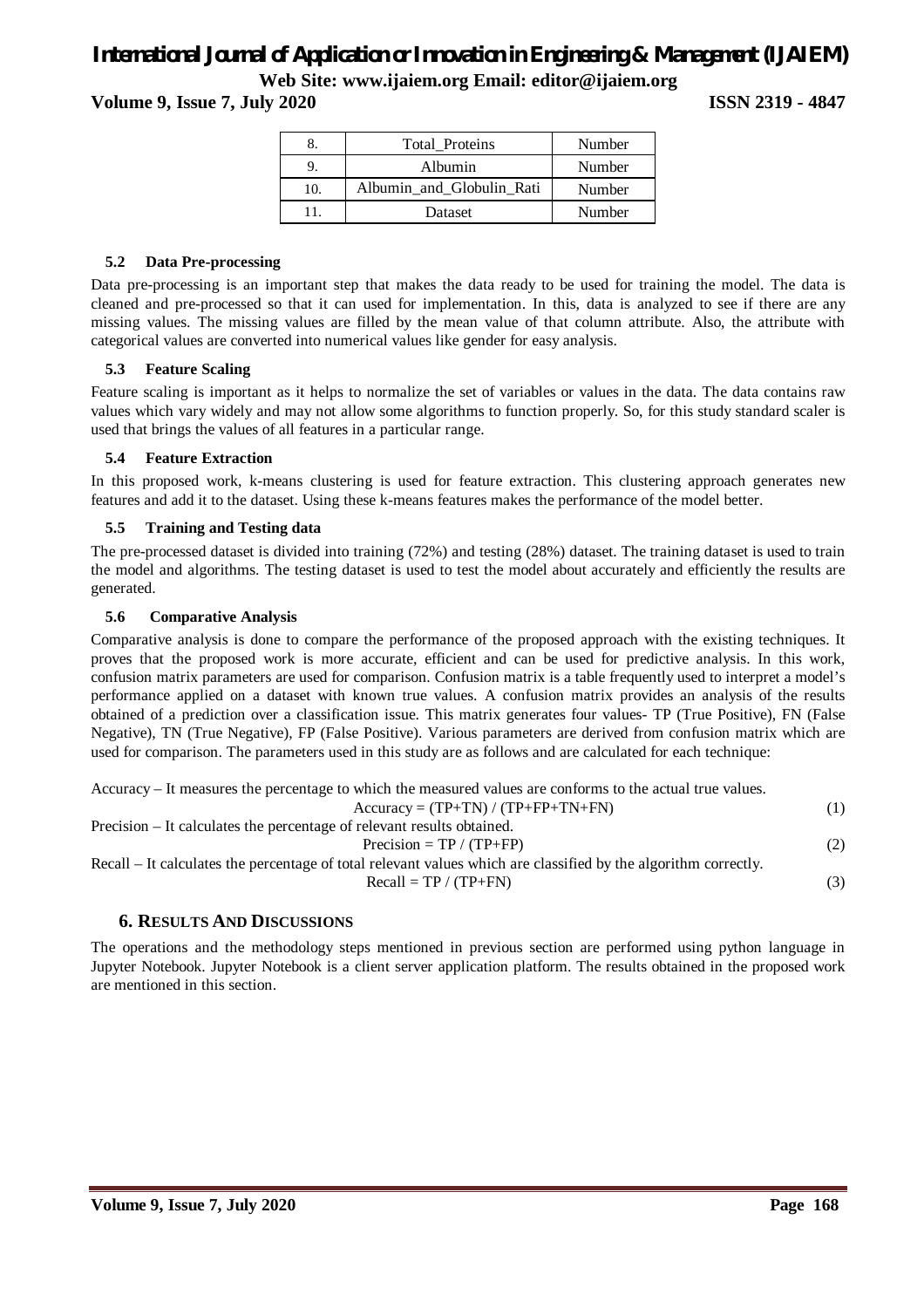| 8. | Total_Proteins | Number |
|---|---|---|
| 9. | Albumin | Number |
| 10. | Albumin_and_Globulin_Rati | Number |
| 11. | Dataset | Number |

### 5.2 Data Pre-processing

Data pre-processing is an important step that makes the data ready to be used for training the model. The data is cleaned and pre-processed so that it can used for implementation. In this, data is analyzed to see if there are any missing values. The missing values are filled by the mean value of that column attribute. Also, the attribute with categorical values are converted into numerical values like gender for easy analysis.

### 5.3 Feature Scaling

Feature scaling is important as it helps to normalize the set of variables or values in the data. The data contains raw values which vary widely and may not allow some algorithms to function properly. So, for this study standard scaler is used that brings the values of all features in a particular range.

### 5.4 Feature Extraction

In this proposed work, k-means clustering is used for feature extraction. This clustering approach generates new features and add it to the dataset. Using these k-means features makes the performance of the model better.

### 5.5 Training and Testing data

The pre-processed dataset is divided into training (72%) and testing (28%) dataset. The training dataset is used to train the model and algorithms. The testing dataset is used to test the model about accurately and efficiently the results are generated.

### 5.6 Comparative Analysis

Comparative analysis is done to compare the performance of the proposed approach with the existing techniques. It proves that the proposed work is more accurate, efficient and can be used for predictive analysis. In this work, confusion matrix parameters are used for comparison. Confusion matrix is a table frequently used to interpret a model's performance applied on a dataset with known true values. A confusion matrix provides an analysis of the results obtained of a prediction over a classification issue. This matrix generates four values- TP (True Positive), FN (False Negative), TN (True Negative), FP (False Positive). Various parameters are derived from confusion matrix which are used for comparison. The parameters used in this study are as follows and are calculated for each technique:

Accuracy – It measures the percentage to which the measured values are conforms to the actual true values.

$$\text{Accuracy} = (TP+TN) / (TP+FP+TN+FN) \tag{1}$$

Precision – It calculates the percentage of relevant results obtained.

$$\text{Precision} = TP / (TP+FP) \tag{2}$$

Recall – It calculates the percentage of total relevant values which are classified by the algorithm correctly.

$$\text{Recall} = TP / (TP+FN) \tag{3}$$

## 6. Results And Discussions

The operations and the methodology steps mentioned in previous section are performed using python language in Jupyter Notebook. Jupyter Notebook is a client server application platform. The results obtained in the proposed work are mentioned in this section.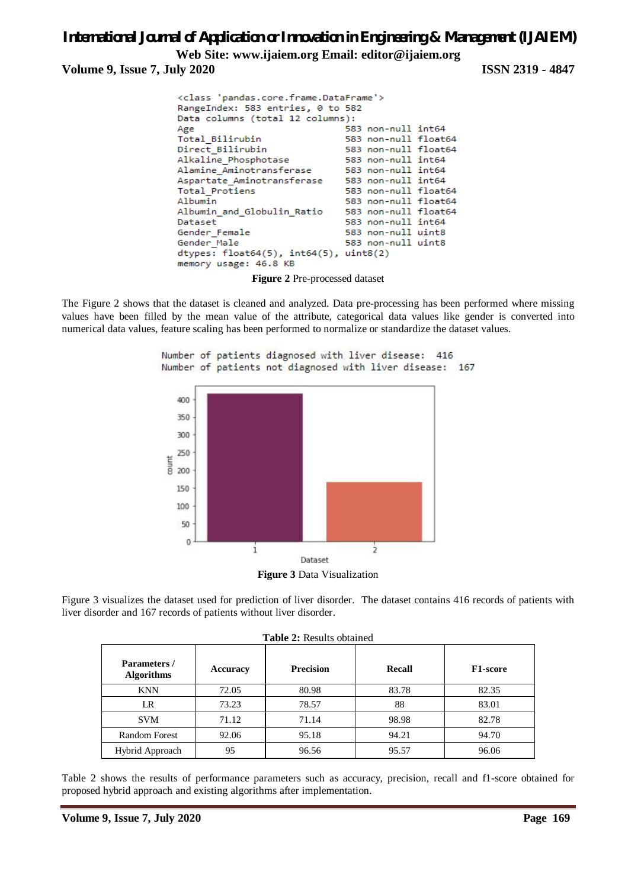```
<class 'pandas.core.frame.DataFrame'>
RangeIndex: 583 entries, 0 to 582
Data columns (total 12 columns):
Age                           583 non-null int64
Total_Bilirubin               583 non-null float64
Direct_Bilirubin              583 non-null float64
Alkaline_Phosphotase          583 non-null int64
Alamine_Aminotransferase      583 non-null int64
Aspartate_Aminotransferase    583 non-null int64
Total_Protiens                583 non-null float64
Albumin                       583 non-null float64
Albumin_and_Globulin_Ratio    583 non-null float64
Dataset                       583 non-null int64
Gender_Female                 583 non-null uint8
Gender_Male                   583 non-null uint8
dtypes: float64(5), int64(5), uint8(2)
memory usage: 46.8 KB
```

**Figure 2** Pre-processed dataset

The Figure 2 shows that the dataset is cleaned and analyzed. Data pre-processing has been performed where missing values have been filled by the mean value of the attribute, categorical data values like gender is converted into numerical data values, feature scaling has been performed to normalize or standardize the dataset values.

```
Number of patients diagnosed with liver disease:  416
Number of patients not diagnosed with liver disease:  167
```

**Figure 3** Data Visualization

Figure 3 visualizes the dataset used for prediction of liver disorder. The dataset contains 416 records of patients with liver disorder and 167 records of patients without liver disorder.

**Table 2:** Results obtained

| Parameters / Algorithms | Accuracy | Precision | Recall | F1-score |
|---|---|---|---|---|
| KNN | 72.05 | 80.98 | 83.78 | 82.35 |
| LR | 73.23 | 78.57 | 88 | 83.01 |
| SVM | 71.12 | 71.14 | 98.98 | 82.78 |
| Random Forest | 92.06 | 95.18 | 94.21 | 94.70 |
| Hybrid Approach | 95 | 96.56 | 95.57 | 96.06 |

Table 2 shows the results of performance parameters such as accuracy, precision, recall and f1-score obtained for proposed hybrid approach and existing algorithms after implementation.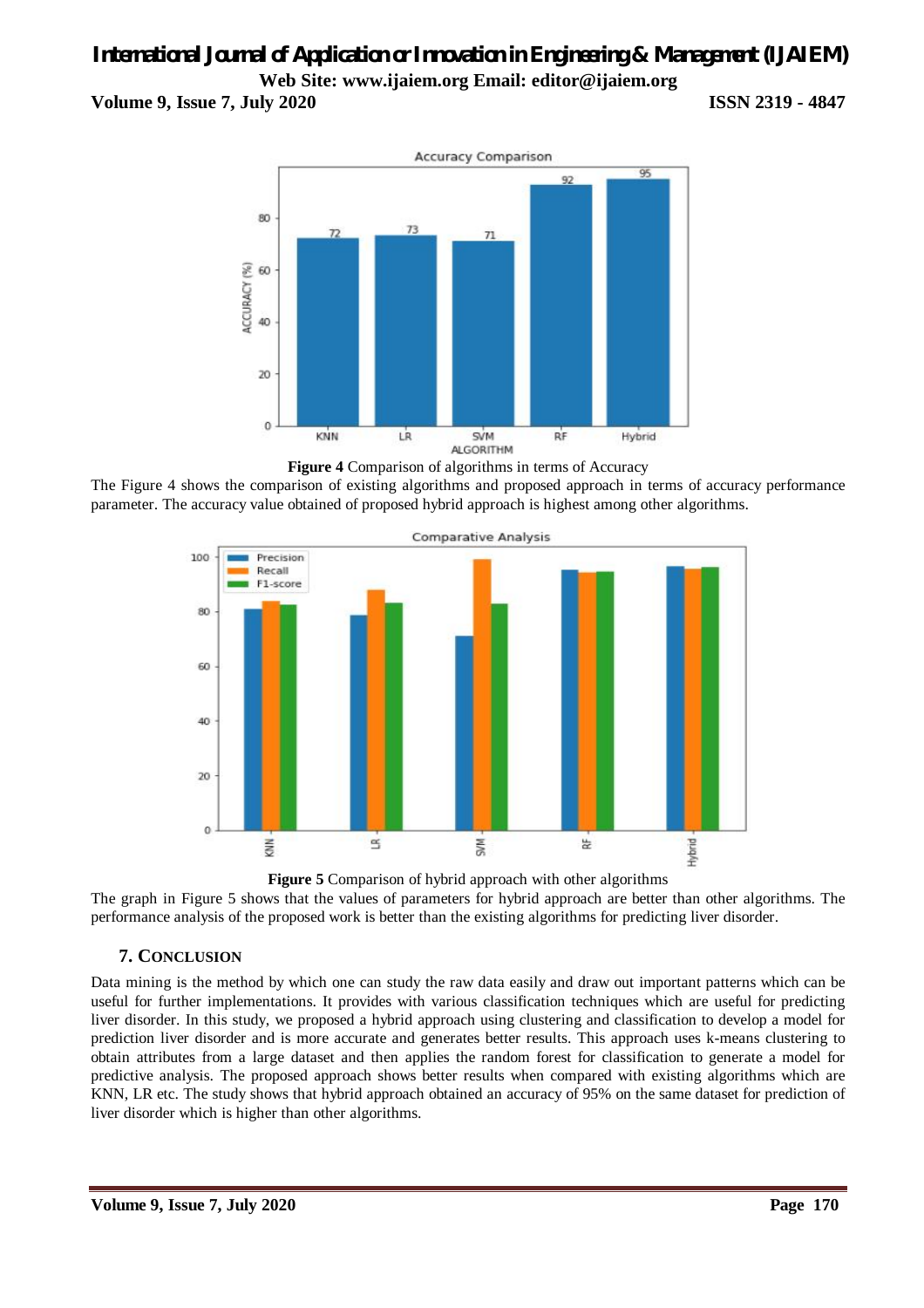**Figure 4** Comparison of algorithms in terms of Accuracy

The Figure 4 shows the comparison of existing algorithms and proposed approach in terms of accuracy performance parameter. The accuracy value obtained of proposed hybrid approach is highest among other algorithms.

**Figure 5** Comparison of hybrid approach with other algorithms

The graph in Figure 5 shows that the values of parameters for hybrid approach are better than other algorithms. The performance analysis of the proposed work is better than the existing algorithms for predicting liver disorder.

## 7. CONCLUSION

Data mining is the method by which one can study the raw data easily and draw out important patterns which can be useful for further implementations. It provides with various classification techniques which are useful for predicting liver disorder. In this study, we proposed a hybrid approach using clustering and classification to develop a model for prediction liver disorder and is more accurate and generates better results. This approach uses k-means clustering to obtain attributes from a large dataset and then applies the random forest for classification to generate a model for predictive analysis. The proposed approach shows better results when compared with existing algorithms which are KNN, LR etc. The study shows that hybrid approach obtained an accuracy of 95% on the same dataset for prediction of liver disorder which is higher than other algorithms.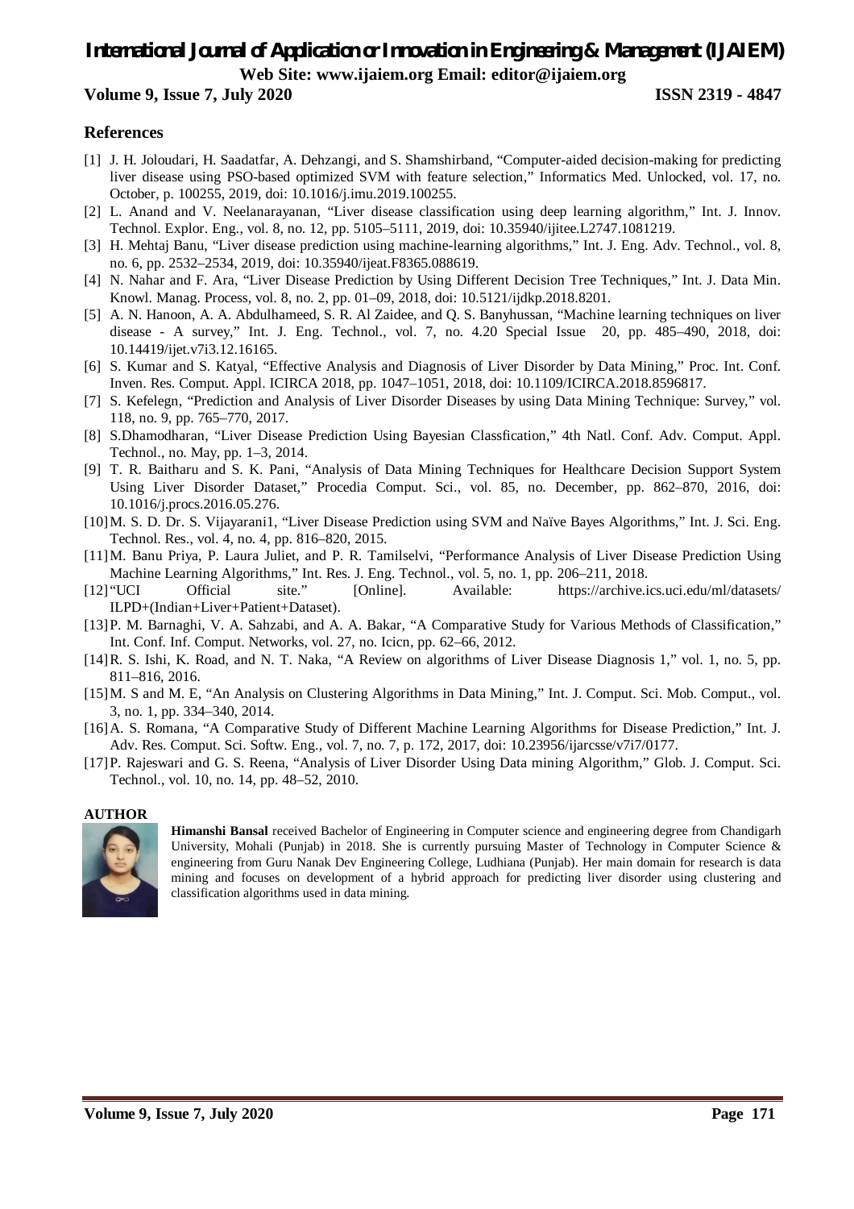## References

[1] J. H. Joloudari, H. Saadatfar, A. Dehzangi, and S. Shamshirband, "Computer-aided decision-making for predicting liver disease using PSO-based optimized SVM with feature selection," Informatics Med. Unlocked, vol. 17, no. October, p. 100255, 2019, doi: 10.1016/j.imu.2019.100255.

[2] L. Anand and V. Neelanarayanan, "Liver disease classification using deep learning algorithm," Int. J. Innov. Technol. Explor. Eng., vol. 8, no. 12, pp. 5105–5111, 2019, doi: 10.35940/ijitee.L2747.1081219.

[3] H. Mehtaj Banu, "Liver disease prediction using machine-learning algorithms," Int. J. Eng. Adv. Technol., vol. 8, no. 6, pp. 2532–2534, 2019, doi: 10.35940/ijeat.F8365.088619.

[4] N. Nahar and F. Ara, "Liver Disease Prediction by Using Different Decision Tree Techniques," Int. J. Data Min. Knowl. Manag. Process, vol. 8, no. 2, pp. 01–09, 2018, doi: 10.5121/ijdkp.2018.8201.

[5] A. N. Hanoon, A. A. Abdulhameed, S. R. Al Zaidee, and Q. S. Banyhussan, "Machine learning techniques on liver disease - A survey," Int. J. Eng. Technol., vol. 7, no. 4.20 Special Issue 20, pp. 485–490, 2018, doi: 10.14419/ijet.v7i3.12.16165.

[6] S. Kumar and S. Katyal, "Effective Analysis and Diagnosis of Liver Disorder by Data Mining," Proc. Int. Conf. Inven. Res. Comput. Appl. ICIRCA 2018, pp. 1047–1051, 2018, doi: 10.1109/ICIRCA.2018.8596817.

[7] S. Kefelegn, "Prediction and Analysis of Liver Disorder Diseases by using Data Mining Technique: Survey," vol. 118, no. 9, pp. 765–770, 2017.

[8] S.Dhamodharan, "Liver Disease Prediction Using Bayesian Classfication," 4th Natl. Conf. Adv. Comput. Appl. Technol., no. May, pp. 1–3, 2014.

[9] T. R. Baitharu and S. K. Pani, "Analysis of Data Mining Techniques for Healthcare Decision Support System Using Liver Disorder Dataset," Procedia Comput. Sci., vol. 85, no. December, pp. 862–870, 2016, doi: 10.1016/j.procs.2016.05.276.

[10] M. S. D. Dr. S. Vijayarani1, "Liver Disease Prediction using SVM and Naïve Bayes Algorithms," Int. J. Sci. Eng. Technol. Res., vol. 4, no. 4, pp. 816–820, 2015.

[11] M. Banu Priya, P. Laura Juliet, and P. R. Tamilselvi, "Performance Analysis of Liver Disease Prediction Using Machine Learning Algorithms," Int. Res. J. Eng. Technol., vol. 5, no. 1, pp. 206–211, 2018.

[12] "UCI Official site." [Online]. Available: https://archive.ics.uci.edu/ml/datasets/ILPD+(Indian+Liver+Patient+Dataset).

[13] P. M. Barnaghi, V. A. Sahzabi, and A. A. Bakar, "A Comparative Study for Various Methods of Classification," Int. Conf. Inf. Comput. Networks, vol. 27, no. Icicn, pp. 62–66, 2012.

[14] R. S. Ishi, K. Road, and N. T. Naka, "A Review on algorithms of Liver Disease Diagnosis 1," vol. 1, no. 5, pp. 811–816, 2016.

[15] M. S and M. E, "An Analysis on Clustering Algorithms in Data Mining," Int. J. Comput. Sci. Mob. Comput., vol. 3, no. 1, pp. 334–340, 2014.

[16] A. S. Romana, "A Comparative Study of Different Machine Learning Algorithms for Disease Prediction," Int. J. Adv. Res. Comput. Sci. Softw. Eng., vol. 7, no. 7, p. 172, 2017, doi: 10.23956/ijarcsse/v7i7/0177.

[17] P. Rajeswari and G. S. Reena, "Analysis of Liver Disorder Using Data mining Algorithm," Glob. J. Comput. Sci. Technol., vol. 10, no. 14, pp. 48–52, 2010.

**AUTHOR**

**Himanshi Bansal** received Bachelor of Engineering in Computer science and engineering degree from Chandigarh University, Mohali (Punjab) in 2018. She is currently pursuing Master of Technology in Computer Science & engineering from Guru Nanak Dev Engineering College, Ludhiana (Punjab). Her main domain for research is data mining and focuses on development of a hybrid approach for predicting liver disorder using clustering and classification algorithms used in data mining.